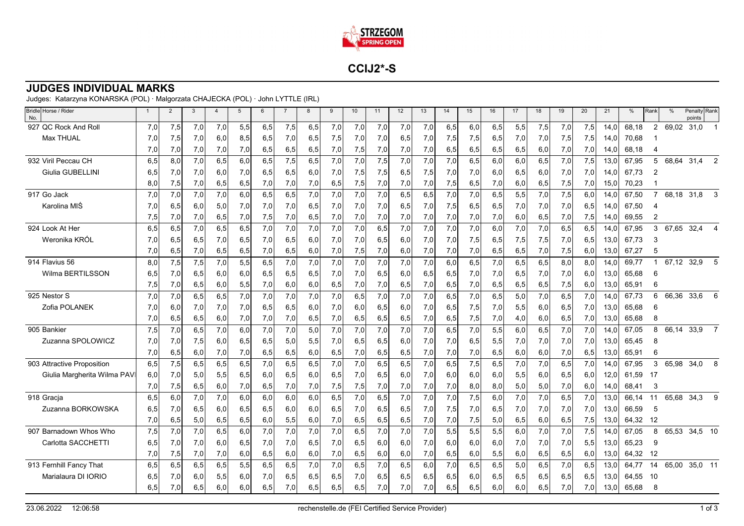# CCIJ2*-S

## JUDGES INDIVIDUAL MARKS

Judges: Katarzyna KONARSKA (POL) · Malgorzata CHAJECKA (POL) · John LYTTLE (IRL)

| Bridle No. Horse / Rider | 1 | 2 | 3 | 4 | 5 | 6 | 7 | 8 | 9 | 10 | 11 | 12 | 13 | 14 | 15 | 16 | 17 | 18 | 19 | 20 | 21 | % | Rank | % | Penalty points | Rank |
|---|---|---|---|---|---|---|---|---|---|---|---|---|---|---|---|---|---|---|---|---|---|---|---|---|---|---|
| 927 QC Rock And Roll | 7,0 | 7,5 | 7,0 | 7,0 | 5,5 | 6,5 | 7,5 | 6,5 | 7,0 | 7,0 | 7,0 | 7,0 | 7,0 | 6,5 | 6,0 | 6,5 | 5,5 | 7,5 | 7,0 | 7,5 | 14,0 | 68,18 | 2 | 69,02 | 31,0 | 1 |
| Max THUAL | 7,0 | 7,5 | 7,0 | 6,0 | 8,5 | 6,5 | 7,0 | 6,5 | 7,5 | 7,0 | 7,0 | 6,5 | 7,0 | 7,5 | 7,5 | 6,5 | 7,0 | 7,0 | 7,5 | 7,5 | 14,0 | 70,68 | 1 | | | |
| | 7,0 | 7,0 | 7,0 | 7,0 | 7,0 | 6,5 | 6,5 | 6,5 | 7,0 | 7,5 | 7,0 | 7,0 | 7,0 | 6,5 | 6,5 | 6,5 | 6,5 | 6,0 | 7,0 | 7,0 | 14,0 | 68,18 | 4 | | | |
| 932 Viril Peccau CH | 6,5 | 8,0 | 7,0 | 6,5 | 6,0 | 6,5 | 7,5 | 6,5 | 7,0 | 7,0 | 7,5 | 7,0 | 7,0 | 7,0 | 6,5 | 6,0 | 6,0 | 6,5 | 7,0 | 7,5 | 13,0 | 67,95 | 5 | 68,64 | 31,4 | 2 |
| Giulia GUBELLINI | 6,5 | 7,0 | 7,0 | 6,0 | 7,0 | 6,5 | 6,5 | 6,0 | 7,0 | 7,5 | 7,5 | 6,5 | 7,5 | 7,0 | 7,0 | 6,0 | 6,5 | 6,0 | 7,0 | 7,0 | 14,0 | 67,73 | 2 | | | |
| | 8,0 | 7,5 | 7,0 | 6,5 | 6,5 | 7,0 | 7,0 | 7,0 | 6,5 | 7,5 | 7,0 | 7,0 | 7,0 | 7,5 | 6,5 | 7,0 | 6,0 | 6,5 | 7,5 | 7,0 | 15,0 | 70,23 | 1 | | | |
| 917 Go Jack | 7,0 | 7,0 | 7,0 | 7,0 | 6,0 | 6,5 | 6,5 | 7,0 | 7,0 | 7,0 | 7,0 | 6,5 | 6,5 | 7,0 | 7,0 | 6,5 | 5,5 | 7,0 | 7,5 | 6,0 | 14,0 | 67,50 | 7 | 68,18 | 31,8 | 3 |
| Karolina MIŚ | 7,0 | 6,5 | 6,0 | 5,0 | 7,0 | 7,0 | 7,0 | 6,5 | 7,0 | 7,0 | 7,0 | 6,5 | 7,0 | 7,5 | 6,5 | 6,5 | 7,0 | 7,0 | 7,0 | 6,5 | 14,0 | 67,50 | 4 | | | |
| | 7,5 | 7,0 | 7,0 | 6,5 | 7,0 | 7,5 | 7,0 | 6,5 | 7,0 | 7,0 | 7,0 | 7,0 | 7,0 | 7,0 | 7,0 | 7,0 | 6,0 | 6,5 | 7,0 | 7,5 | 14,0 | 69,55 | 2 | | | |
| 924 Look At Her | 6,5 | 6,5 | 7,0 | 6,5 | 6,5 | 7,0 | 7,0 | 7,0 | 7,0 | 7,0 | 6,5 | 7,0 | 7,0 | 7,0 | 7,0 | 6,0 | 7,0 | 7,0 | 6,5 | 6,5 | 14,0 | 67,95 | 3 | 67,65 | 32,4 | 4 |
| Weronika KRÓL | 7,0 | 6,5 | 6,5 | 7,0 | 6,5 | 7,0 | 6,5 | 6,0 | 7,0 | 7,0 | 6,5 | 6,0 | 7,0 | 7,0 | 7,5 | 6,5 | 7,5 | 7,5 | 7,0 | 6,5 | 13,0 | 67,73 | 3 | | | |
| | 7,0 | 6,5 | 7,0 | 6,5 | 6,5 | 7,0 | 6,5 | 6,0 | 7,0 | 7,5 | 7,0 | 6,0 | 7,0 | 7,0 | 7,0 | 6,5 | 6,5 | 7,0 | 7,5 | 6,0 | 13,0 | 67,27 | 5 | | | |
| 914 Flavius 56 | 8,0 | 7,5 | 7,5 | 7,0 | 5,5 | 6,5 | 7,0 | 7,0 | 7,0 | 7,0 | 7,0 | 7,0 | 7,0 | 6,0 | 6,5 | 7,0 | 6,5 | 6,5 | 8,0 | 8,0 | 14,0 | 69,77 | 1 | 67,12 | 32,9 | 5 |
| Wilma BERTILSSON | 6,5 | 7,0 | 6,5 | 6,0 | 6,0 | 6,5 | 6,5 | 6,5 | 7,0 | 7,0 | 6,5 | 6,0 | 6,5 | 6,5 | 7,0 | 7,0 | 6,5 | 7,0 | 7,0 | 6,0 | 13,0 | 65,68 | 6 | | | |
| | 7,5 | 7,0 | 6,5 | 6,0 | 5,5 | 7,0 | 6,0 | 6,0 | 6,5 | 7,0 | 7,0 | 6,5 | 7,0 | 6,5 | 7,0 | 6,5 | 6,5 | 6,5 | 7,5 | 6,0 | 13,0 | 65,91 | 6 | | | |
| 925 Nestor S | 7,0 | 7,0 | 6,5 | 6,5 | 7,0 | 7,0 | 7,0 | 7,0 | 7,0 | 6,5 | 7,0 | 7,0 | 7,0 | 6,5 | 7,0 | 6,5 | 5,0 | 7,0 | 6,5 | 7,0 | 14,0 | 67,73 | 6 | 66,36 | 33,6 | 6 |
| Zofia POLANEK | 7,0 | 6,0 | 7,0 | 7,0 | 7,0 | 6,5 | 6,5 | 6,0 | 7,0 | 6,0 | 6,5 | 6,0 | 7,0 | 6,5 | 7,5 | 7,0 | 5,5 | 6,0 | 6,5 | 7,0 | 13,0 | 65,68 | 6 | | | |
| | 7,0 | 6,5 | 6,5 | 6,0 | 7,0 | 7,0 | 7,0 | 6,5 | 7,0 | 6,5 | 6,5 | 6,5 | 7,0 | 6,5 | 7,5 | 7,0 | 4,0 | 6,0 | 6,5 | 7,0 | 13,0 | 65,68 | 8 | | | |
| 905 Bankier | 7,5 | 7,0 | 6,5 | 7,0 | 6,0 | 7,0 | 7,0 | 5,0 | 7,0 | 7,0 | 7,0 | 7,0 | 7,0 | 6,5 | 7,0 | 5,5 | 6,0 | 6,5 | 7,0 | 7,0 | 14,0 | 67,05 | 8 | 66,14 | 33,9 | 7 |
| Zuzanna SPOLOWICZ | 7,0 | 7,0 | 7,5 | 6,0 | 6,5 | 6,5 | 5,0 | 5,5 | 7,0 | 6,5 | 6,5 | 6,0 | 7,0 | 7,0 | 6,5 | 5,5 | 7,0 | 7,0 | 7,0 | 7,0 | 13,0 | 65,45 | 8 | | | |
| | 7,0 | 6,5 | 6,0 | 7,0 | 7,0 | 6,5 | 6,5 | 6,0 | 6,5 | 7,0 | 6,5 | 6,5 | 7,0 | 7,0 | 7,0 | 6,5 | 6,0 | 6,0 | 7,0 | 6,5 | 13,0 | 65,91 | 6 | | | |
| 903 Attractive Proposition | 6,5 | 7,5 | 6,5 | 6,5 | 6,5 | 7,0 | 6,5 | 6,5 | 7,0 | 7,0 | 6,5 | 6,5 | 7,0 | 6,5 | 7,5 | 6,5 | 7,0 | 7,0 | 6,5 | 7,0 | 14,0 | 67,95 | 3 | 65,98 | 34,0 | 8 |
| Giulia Margherita Wilma PAVI | 6,0 | 7,0 | 5,0 | 5,5 | 6,5 | 6,0 | 6,5 | 6,0 | 6,5 | 7,0 | 6,5 | 6,0 | 7,0 | 6,0 | 6,0 | 6,0 | 5,5 | 6,0 | 6,5 | 6,0 | 12,0 | 61,59 | 17 | | | |
| | 7,0 | 7,5 | 6,5 | 6,0 | 7,0 | 6,5 | 7,0 | 7,0 | 7,5 | 7,5 | 7,0 | 7,0 | 7,0 | 7,0 | 8,0 | 8,0 | 5,0 | 5,0 | 7,0 | 6,0 | 14,0 | 68,41 | 3 | | | |
| 918 Gracja | 6,5 | 6,0 | 7,0 | 7,0 | 6,0 | 6,0 | 6,0 | 6,0 | 6,5 | 7,0 | 6,5 | 7,0 | 7,0 | 7,0 | 7,5 | 6,0 | 7,0 | 7,0 | 6,5 | 7,0 | 13,0 | 66,14 | 11 | 65,68 | 34,3 | 9 |
| Zuzanna BORKOWSKA | 6,5 | 7,0 | 6,5 | 6,0 | 6,5 | 6,5 | 6,0 | 6,0 | 6,5 | 7,0 | 6,5 | 6,5 | 7,0 | 7,5 | 7,0 | 6,5 | 7,0 | 7,0 | 7,0 | 7,0 | 13,0 | 66,59 | 5 | | | |
| | 7,0 | 6,5 | 5,0 | 6,5 | 6,5 | 6,0 | 5,5 | 6,0 | 7,0 | 6,5 | 6,5 | 6,5 | 7,0 | 7,0 | 7,5 | 5,0 | 6,5 | 6,0 | 6,5 | 7,5 | 13,0 | 64,32 | 12 | | | |
| 907 Barnadown Whos Who | 7,5 | 7,0 | 7,0 | 6,5 | 6,0 | 7,0 | 7,0 | 7,0 | 7,0 | 6,5 | 7,0 | 7,0 | 7,0 | 5,5 | 5,5 | 5,5 | 6,0 | 7,0 | 7,0 | 7,5 | 14,0 | 67,05 | 8 | 65,53 | 34,5 | 10 |
| Carlotta SACCHETTI | 6,5 | 7,0 | 7,0 | 6,0 | 6,5 | 7,0 | 7,0 | 6,5 | 7,0 | 6,5 | 6,0 | 6,0 | 7,0 | 6,0 | 6,0 | 6,0 | 7,0 | 7,0 | 7,0 | 5,5 | 13,0 | 65,23 | 9 | | | |
| | 7,0 | 7,5 | 7,0 | 7,0 | 6,0 | 6,5 | 6,0 | 6,0 | 7,0 | 6,5 | 6,0 | 6,0 | 7,0 | 6,5 | 6,0 | 5,5 | 6,0 | 6,5 | 6,5 | 6,0 | 13,0 | 64,32 | 12 | | | |
| 913 Fernhill Fancy That | 6,5 | 6,5 | 6,5 | 6,5 | 5,5 | 6,5 | 6,5 | 7,0 | 7,0 | 6,5 | 7,0 | 6,5 | 6,0 | 7,0 | 6,5 | 6,5 | 5,0 | 6,5 | 7,0 | 6,5 | 13,0 | 64,77 | 14 | 65,00 | 35,0 | 11 |
| Marialaura DI IORIO | 6,5 | 7,0 | 6,0 | 5,5 | 6,0 | 7,0 | 6,5 | 6,5 | 6,5 | 7,0 | 6,5 | 6,5 | 6,5 | 6,5 | 6,0 | 6,5 | 6,5 | 6,5 | 6,5 | 6,5 | 13,0 | 64,55 | 10 | | | |
| | 6,5 | 7,0 | 6,5 | 6,0 | 6,0 | 6,5 | 7,0 | 6,5 | 6,5 | 6,5 | 7,0 | 7,0 | 7,0 | 6,5 | 6,5 | 6,0 | 6,0 | 6,5 | 7,0 | 7,0 | 13,0 | 65,68 | 8 | | | |

23.06.2022 12:06:58 rechenstelle.de (FEI Certified Service Provider)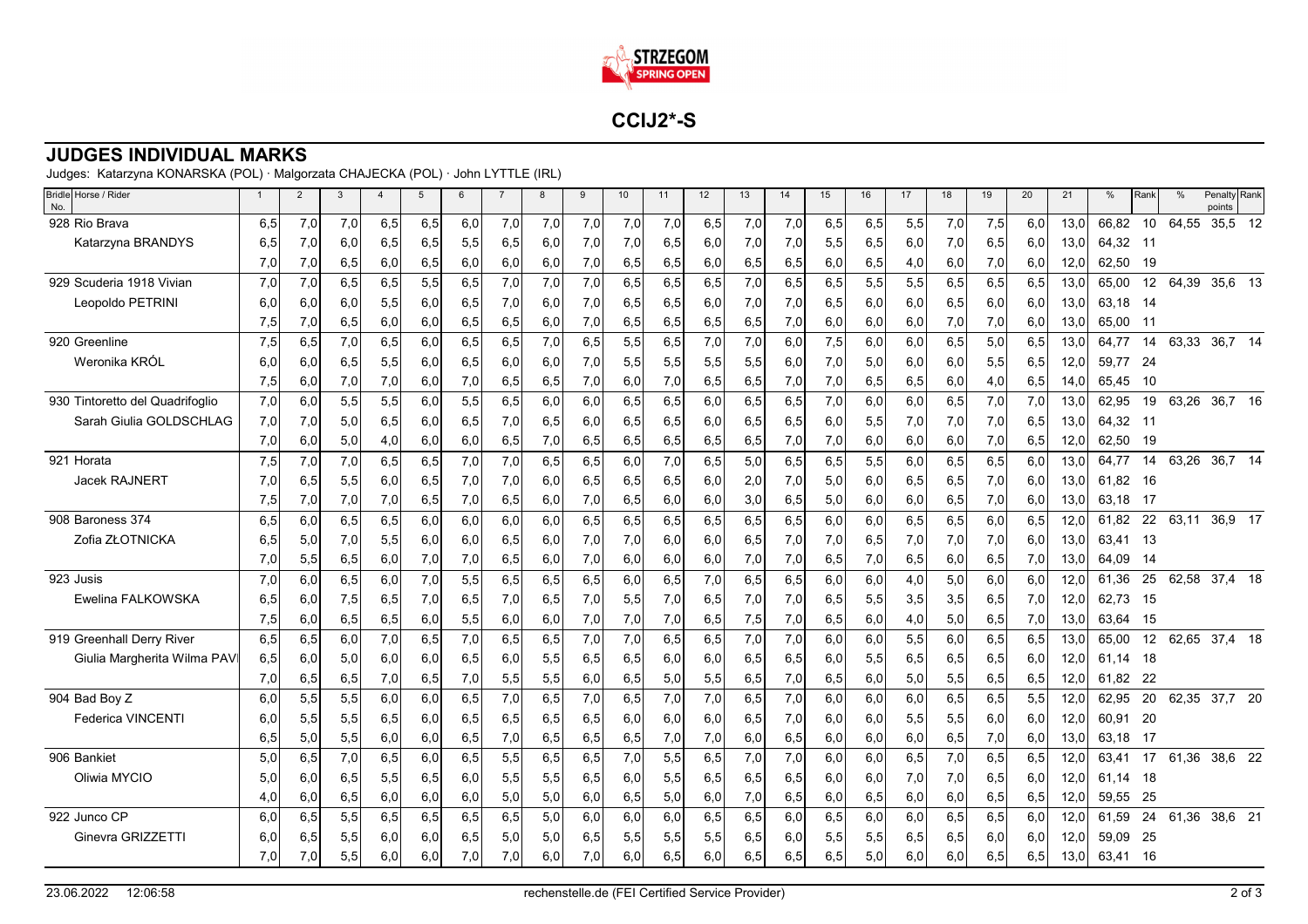STRZEGOM SPRING OPEN

# CCIJ2*-S

## JUDGES INDIVIDUAL MARKS

Judges: Katarzyna KONARSKA (POL) · Malgorzata CHAJECKA (POL) · John LYTTLE (IRL)

| Bridle No. | Horse / Rider | 1 | 2 | 3 | 4 | 5 | 6 | 7 | 8 | 9 | 10 | 11 | 12 | 13 | 14 | 15 | 16 | 17 | 18 | 19 | 20 | 21 | % | Rank | % | Penalty points | Rank |
|---|---|---|---|---|---|---|---|---|---|---|---|---|---|---|---|---|---|---|---|---|---|---|---|---|---|---|---|
| 928 | Rio Brava | 6,5 | 7,0 | 7,0 | 6,5 | 6,5 | 6,0 | 7,0 | 7,0 | 7,0 | 7,0 | 7,0 | 6,5 | 7,0 | 7,0 | 6,5 | 6,5 | 5,5 | 7,0 | 7,5 | 6,0 | 13,0 | 66,82 | 10 | 64,55 | 35,5 | 12 |
| | Katarzyna BRANDYS | 6,5 | 7,0 | 6,0 | 6,5 | 6,5 | 5,5 | 6,5 | 6,0 | 7,0 | 7,0 | 6,5 | 6,0 | 7,0 | 7,0 | 5,5 | 6,5 | 6,0 | 7,0 | 6,5 | 6,0 | 13,0 | 64,32 | 11 | | | |
| | | 7,0 | 7,0 | 6,5 | 6,0 | 6,5 | 6,0 | 6,0 | 6,0 | 7,0 | 6,5 | 6,5 | 6,0 | 6,5 | 6,5 | 6,0 | 6,5 | 4,0 | 6,0 | 7,0 | 6,0 | 12,0 | 62,50 | 19 | | | |
| 929 | Scuderia 1918 Vivian | 7,0 | 7,0 | 6,5 | 6,5 | 5,5 | 6,5 | 7,0 | 7,0 | 7,0 | 6,5 | 6,5 | 6,5 | 7,0 | 6,5 | 6,5 | 5,5 | 5,5 | 6,5 | 6,5 | 6,5 | 13,0 | 65,00 | 12 | 64,39 | 35,6 | 13 |
| | Leopoldo PETRINI | 6,0 | 6,0 | 6,0 | 5,5 | 6,0 | 6,5 | 7,0 | 6,0 | 7,0 | 6,5 | 6,5 | 6,0 | 7,0 | 7,0 | 6,5 | 6,0 | 6,0 | 6,5 | 6,0 | 6,0 | 13,0 | 63,18 | 14 | | | |
| | | 7,5 | 7,0 | 6,5 | 6,0 | 6,0 | 6,5 | 6,5 | 6,0 | 7,0 | 6,5 | 6,5 | 6,5 | 6,5 | 7,0 | 6,0 | 6,0 | 6,0 | 7,0 | 7,0 | 6,0 | 13,0 | 65,00 | 11 | | | |
| 920 | Greenline | 7,5 | 6,5 | 7,0 | 6,5 | 6,0 | 6,5 | 6,5 | 7,0 | 6,5 | 5,5 | 6,5 | 7,0 | 7,0 | 6,0 | 7,5 | 6,0 | 6,0 | 6,5 | 5,0 | 6,5 | 13,0 | 64,77 | 14 | 63,33 | 36,7 | 14 |
| | Weronika KRÓL | 6,0 | 6,0 | 6,5 | 5,5 | 6,0 | 6,5 | 6,0 | 6,0 | 7,0 | 5,5 | 5,5 | 5,5 | 5,5 | 6,0 | 7,0 | 5,0 | 6,0 | 6,0 | 5,5 | 6,5 | 12,0 | 59,77 | 24 | | | |
| | | 7,5 | 6,0 | 7,0 | 7,0 | 6,0 | 7,0 | 6,5 | 6,5 | 7,0 | 6,0 | 7,0 | 6,5 | 6,5 | 7,0 | 7,0 | 6,5 | 6,5 | 6,0 | 4,0 | 6,5 | 14,0 | 65,45 | 10 | | | |
| 930 | Tintoretto del Quadrifoglio | 7,0 | 6,0 | 5,5 | 5,5 | 6,0 | 5,5 | 6,5 | 6,0 | 6,0 | 6,5 | 6,5 | 6,0 | 6,5 | 6,5 | 7,0 | 6,0 | 6,0 | 6,5 | 7,0 | 7,0 | 13,0 | 62,95 | 19 | 63,26 | 36,7 | 16 |
| | Sarah Giulia GOLDSCHLAG | 7,0 | 7,0 | 5,0 | 6,5 | 6,0 | 6,5 | 7,0 | 6,5 | 6,0 | 6,5 | 6,5 | 6,0 | 6,5 | 6,5 | 6,0 | 5,5 | 7,0 | 7,0 | 7,0 | 6,5 | 13,0 | 64,32 | 11 | | | |
| | | 7,0 | 6,0 | 5,0 | 4,0 | 6,0 | 6,0 | 6,5 | 7,0 | 6,5 | 6,5 | 6,5 | 6,5 | 6,5 | 7,0 | 7,0 | 6,0 | 6,0 | 6,0 | 7,0 | 6,5 | 12,0 | 62,50 | 19 | | | |
| 921 | Horata | 7,5 | 7,0 | 7,0 | 6,5 | 6,5 | 7,0 | 7,0 | 6,5 | 6,5 | 6,0 | 7,0 | 6,5 | 5,0 | 6,5 | 6,5 | 5,5 | 6,0 | 6,5 | 6,5 | 6,0 | 13,0 | 64,77 | 14 | 63,26 | 36,7 | 14 |
| | Jacek RAJNERT | 7,0 | 6,5 | 5,5 | 6,0 | 6,5 | 7,0 | 7,0 | 6,0 | 6,5 | 6,5 | 6,5 | 6,0 | 2,0 | 7,0 | 5,0 | 6,0 | 6,5 | 6,5 | 7,0 | 6,0 | 13,0 | 61,82 | 16 | | | |
| | | 7,5 | 7,0 | 7,0 | 7,0 | 6,5 | 7,0 | 6,5 | 6,0 | 7,0 | 6,5 | 6,0 | 6,0 | 3,0 | 6,5 | 5,0 | 6,0 | 6,0 | 6,5 | 7,0 | 6,0 | 13,0 | 63,18 | 17 | | | |
| 908 | Baroness 374 | 6,5 | 6,0 | 6,5 | 6,5 | 6,0 | 6,0 | 6,0 | 6,0 | 6,5 | 6,5 | 6,5 | 6,5 | 6,5 | 6,5 | 6,0 | 6,0 | 6,5 | 6,5 | 6,0 | 6,5 | 12,0 | 61,82 | 22 | 63,11 | 36,9 | 17 |
| | Zofia ZŁOTNICKA | 6,5 | 5,0 | 7,0 | 5,5 | 6,0 | 6,0 | 6,5 | 6,0 | 7,0 | 7,0 | 6,0 | 6,0 | 6,5 | 7,0 | 7,0 | 6,5 | 7,0 | 7,0 | 7,0 | 6,0 | 13,0 | 63,41 | 13 | | | |
| | | 7,0 | 5,5 | 6,5 | 6,0 | 7,0 | 7,0 | 6,5 | 6,0 | 7,0 | 6,0 | 6,0 | 6,0 | 7,0 | 7,0 | 6,5 | 7,0 | 6,5 | 6,0 | 6,5 | 7,0 | 13,0 | 64,09 | 14 | | | |
| 923 | Jusis | 7,0 | 6,0 | 6,5 | 6,0 | 7,0 | 5,5 | 6,5 | 6,5 | 6,5 | 6,0 | 6,5 | 7,0 | 6,5 | 6,5 | 6,0 | 6,0 | 4,0 | 5,0 | 6,0 | 6,0 | 12,0 | 61,36 | 25 | 62,58 | 37,4 | 18 |
| | Ewelina FALKOWSKA | 6,5 | 6,0 | 7,5 | 6,5 | 7,0 | 6,5 | 7,0 | 6,5 | 7,0 | 5,5 | 7,0 | 6,5 | 7,0 | 7,0 | 6,5 | 5,5 | 3,5 | 3,5 | 6,5 | 7,0 | 12,0 | 62,73 | 15 | | | |
| | | 7,5 | 6,0 | 6,5 | 6,5 | 6,0 | 5,5 | 6,0 | 6,0 | 7,0 | 7,0 | 7,0 | 6,5 | 7,5 | 7,0 | 6,5 | 6,0 | 4,0 | 5,0 | 6,5 | 7,0 | 13,0 | 63,64 | 15 | | | |
| 919 | Greenhall Derry River | 6,5 | 6,5 | 6,0 | 7,0 | 6,5 | 7,0 | 6,5 | 6,5 | 7,0 | 7,0 | 6,5 | 6,5 | 7,0 | 7,0 | 6,0 | 6,0 | 5,5 | 6,0 | 6,5 | 6,5 | 13,0 | 65,00 | 12 | 62,65 | 37,4 | 18 |
| | Giulia Margherita Wilma PAVI | 6,5 | 6,0 | 5,0 | 6,0 | 6,0 | 6,5 | 6,0 | 5,5 | 6,5 | 6,5 | 6,0 | 6,0 | 6,5 | 6,5 | 6,0 | 5,5 | 6,5 | 6,5 | 6,5 | 6,0 | 12,0 | 61,14 | 18 | | | |
| | | 7,0 | 6,5 | 6,5 | 7,0 | 6,5 | 7,0 | 5,5 | 5,5 | 6,0 | 6,5 | 5,0 | 5,5 | 6,5 | 7,0 | 6,5 | 6,0 | 5,0 | 5,5 | 6,5 | 6,5 | 12,0 | 61,82 | 22 | | | |
| 904 | Bad Boy Z | 6,0 | 5,5 | 5,5 | 6,0 | 6,0 | 6,5 | 7,0 | 6,5 | 7,0 | 6,5 | 7,0 | 7,0 | 6,5 | 7,0 | 6,0 | 6,0 | 6,0 | 6,5 | 6,5 | 5,5 | 12,0 | 62,95 | 20 | 62,35 | 37,7 | 20 |
| | Federica VINCENTI | 6,0 | 5,5 | 5,5 | 6,5 | 6,0 | 6,5 | 6,5 | 6,5 | 6,5 | 6,0 | 6,0 | 6,0 | 6,5 | 7,0 | 6,0 | 6,0 | 5,5 | 5,5 | 6,0 | 6,0 | 12,0 | 60,91 | 20 | | | |
| | | 6,5 | 5,0 | 5,5 | 6,0 | 6,0 | 6,5 | 7,0 | 6,5 | 6,5 | 6,5 | 7,0 | 7,0 | 6,0 | 6,5 | 6,0 | 6,0 | 6,0 | 6,5 | 7,0 | 6,0 | 13,0 | 63,18 | 17 | | | |
| 906 | Bankiet | 5,0 | 6,5 | 7,0 | 6,5 | 6,0 | 6,5 | 5,5 | 6,5 | 6,5 | 7,0 | 5,5 | 6,5 | 7,0 | 7,0 | 6,0 | 6,0 | 6,5 | 7,0 | 6,5 | 6,5 | 12,0 | 63,41 | 17 | 61,36 | 38,6 | 22 |
| | Oliwia MYCIO | 5,0 | 6,0 | 6,5 | 5,5 | 6,5 | 6,0 | 5,5 | 5,5 | 6,5 | 6,0 | 5,5 | 6,5 | 6,5 | 6,5 | 6,0 | 6,0 | 7,0 | 7,0 | 6,5 | 6,0 | 12,0 | 61,14 | 18 | | | |
| | | 4,0 | 6,0 | 6,5 | 6,0 | 6,0 | 6,0 | 5,0 | 5,0 | 6,0 | 6,5 | 5,0 | 6,0 | 7,0 | 6,5 | 6,0 | 6,5 | 6,0 | 6,0 | 6,5 | 6,5 | 12,0 | 59,55 | 25 | | | |
| 922 | Junco CP | 6,0 | 6,5 | 5,5 | 6,5 | 6,5 | 6,5 | 6,5 | 5,0 | 6,0 | 6,0 | 6,0 | 6,5 | 6,5 | 6,0 | 6,5 | 6,0 | 6,0 | 6,5 | 6,5 | 6,0 | 12,0 | 61,59 | 24 | 61,36 | 38,6 | 21 |
| | Ginevra GRIZZETTI | 6,0 | 6,5 | 5,5 | 6,0 | 6,0 | 6,5 | 5,0 | 5,0 | 6,5 | 5,5 | 5,5 | 5,5 | 6,5 | 6,0 | 5,5 | 5,5 | 6,5 | 6,5 | 6,0 | 6,0 | 12,0 | 59,09 | 25 | | | |
| | | 7,0 | 7,0 | 5,5 | 6,0 | 6,0 | 7,0 | 7,0 | 6,0 | 7,0 | 6,0 | 6,5 | 6,0 | 6,5 | 6,5 | 6,5 | 5,0 | 6,0 | 6,0 | 6,5 | 6,5 | 13,0 | 63,41 | 16 | | | |

23.06.2022 12:06:58 rechenstelle.de (FEI Certified Service Provider)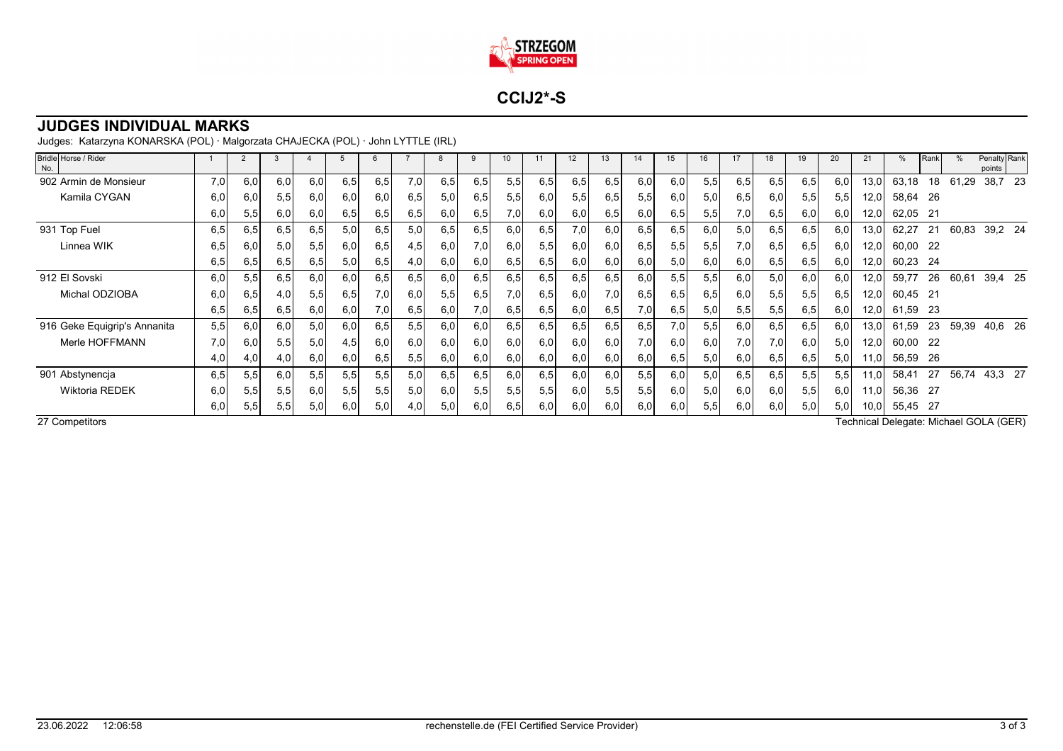STRZEGOM SPRING OPEN

# CCIJ2*-S

## JUDGES INDIVIDUAL MARKS

Judges: Katarzyna KONARSKA (POL) · Malgorzata CHAJECKA (POL) · John LYTTLE (IRL)

| Bridle No. | Horse / Rider | 1 | 2 | 3 | 4 | 5 | 6 | 7 | 8 | 9 | 10 | 11 | 12 | 13 | 14 | 15 | 16 | 17 | 18 | 19 | 20 | 21 | % | Rank | % | Penalty points | Rank |
|---|---|---|---|---|---|---|---|---|---|---|---|---|---|---|---|---|---|---|---|---|---|---|---|---|---|---|---|
| 902 | Armin de Monsieur | 7,0 | 6,0 | 6,0 | 6,0 | 6,5 | 6,5 | 7,0 | 6,5 | 6,5 | 5,5 | 6,5 | 6,5 | 6,5 | 6,0 | 6,0 | 5,5 | 6,5 | 6,5 | 6,5 | 6,0 | 13,0 | 63,18 | 18 | 61,29 | 38,7 | 23 |
| | Kamila CYGAN | 6,0 | 6,0 | 5,5 | 6,0 | 6,0 | 6,0 | 6,5 | 5,0 | 6,5 | 5,5 | 6,0 | 5,5 | 6,5 | 5,5 | 6,0 | 5,0 | 6,5 | 6,0 | 5,5 | 5,5 | 12,0 | 58,64 | 26 | | | |
| | | 6,0 | 5,5 | 6,0 | 6,0 | 6,5 | 6,5 | 6,5 | 6,0 | 6,5 | 7,0 | 6,0 | 6,0 | 6,5 | 6,0 | 6,5 | 5,5 | 7,0 | 6,5 | 6,0 | 6,0 | 12,0 | 62,05 | 21 | | | |
| 931 | Top Fuel | 6,5 | 6,5 | 6,5 | 6,5 | 5,0 | 6,5 | 5,0 | 6,5 | 6,5 | 6,0 | 6,5 | 7,0 | 6,0 | 6,5 | 6,5 | 6,0 | 5,0 | 6,5 | 6,5 | 6,0 | 13,0 | 62,27 | 21 | 60,83 | 39,2 | 24 |
| | Linnea WIK | 6,5 | 6,0 | 5,0 | 5,5 | 6,0 | 6,5 | 4,5 | 6,0 | 7,0 | 6,0 | 5,5 | 6,0 | 6,0 | 6,5 | 5,5 | 5,5 | 7,0 | 6,5 | 6,5 | 6,0 | 12,0 | 60,00 | 22 | | | |
| | | 6,5 | 6,5 | 6,5 | 6,5 | 5,0 | 6,5 | 4,0 | 6,0 | 6,0 | 6,5 | 6,5 | 6,0 | 6,0 | 6,0 | 5,0 | 6,0 | 6,0 | 6,5 | 6,5 | 6,0 | 12,0 | 60,23 | 24 | | | |
| 912 | El Sovski | 6,0 | 5,5 | 6,5 | 6,0 | 6,0 | 6,5 | 6,5 | 6,0 | 6,5 | 6,5 | 6,5 | 6,5 | 6,5 | 6,0 | 5,5 | 5,5 | 6,0 | 5,0 | 6,0 | 6,0 | 12,0 | 59,77 | 26 | 60,61 | 39,4 | 25 |
| | Michal ODZIOBA | 6,0 | 6,5 | 4,0 | 5,5 | 6,5 | 7,0 | 6,0 | 5,5 | 6,5 | 7,0 | 6,5 | 6,0 | 7,0 | 6,5 | 6,5 | 6,5 | 6,0 | 5,5 | 5,5 | 6,5 | 12,0 | 60,45 | 21 | | | |
| | | 6,5 | 6,5 | 6,5 | 6,0 | 6,0 | 7,0 | 6,5 | 6,0 | 7,0 | 6,5 | 6,5 | 6,0 | 6,5 | 7,0 | 6,5 | 5,0 | 5,5 | 5,5 | 6,5 | 6,0 | 12,0 | 61,59 | 23 | | | |
| 916 | Geke Equigrip's Annanita | 5,5 | 6,0 | 6,0 | 5,0 | 6,0 | 6,5 | 5,5 | 6,0 | 6,0 | 6,5 | 6,5 | 6,5 | 6,5 | 6,5 | 7,0 | 5,5 | 6,0 | 6,5 | 6,5 | 6,0 | 13,0 | 61,59 | 23 | 59,39 | 40,6 | 26 |
| | Merle HOFFMANN | 7,0 | 6,0 | 5,5 | 5,0 | 4,5 | 6,0 | 6,0 | 6,0 | 6,0 | 6,0 | 6,0 | 6,0 | 6,0 | 7,0 | 6,0 | 6,0 | 7,0 | 7,0 | 6,0 | 5,0 | 12,0 | 60,00 | 22 | | | |
| | | 4,0 | 4,0 | 4,0 | 6,0 | 6,0 | 6,5 | 5,5 | 6,0 | 6,0 | 6,0 | 6,0 | 6,0 | 6,0 | 6,0 | 6,5 | 5,0 | 6,0 | 6,5 | 6,5 | 5,0 | 11,0 | 56,59 | 26 | | | |
| 901 | Abstynencja | 6,5 | 5,5 | 6,0 | 5,5 | 5,5 | 5,5 | 5,0 | 6,5 | 6,5 | 6,0 | 6,5 | 6,0 | 6,0 | 5,5 | 6,0 | 5,0 | 6,5 | 6,5 | 5,5 | 5,5 | 11,0 | 58,41 | 27 | 56,74 | 43,3 | 27 |
| | Wiktoria REDEK | 6,0 | 5,5 | 5,5 | 6,0 | 5,5 | 5,5 | 5,0 | 6,0 | 5,5 | 5,5 | 5,5 | 6,0 | 5,5 | 5,5 | 6,0 | 5,0 | 6,0 | 6,0 | 5,5 | 6,0 | 11,0 | 56,36 | 27 | | | |
| | | 6,0 | 5,5 | 5,5 | 5,0 | 6,0 | 5,0 | 4,0 | 5,0 | 6,0 | 6,5 | 6,0 | 6,0 | 6,0 | 6,0 | 6,0 | 5,5 | 6,0 | 6,0 | 5,0 | 5,0 | 10,0 | 55,45 | 27 | | | |

27 Competitors

Technical Delegate: Michael GOLA (GER)

23.06.2022 12:06:58

rechenstelle.de (FEI Certified Service Provider)